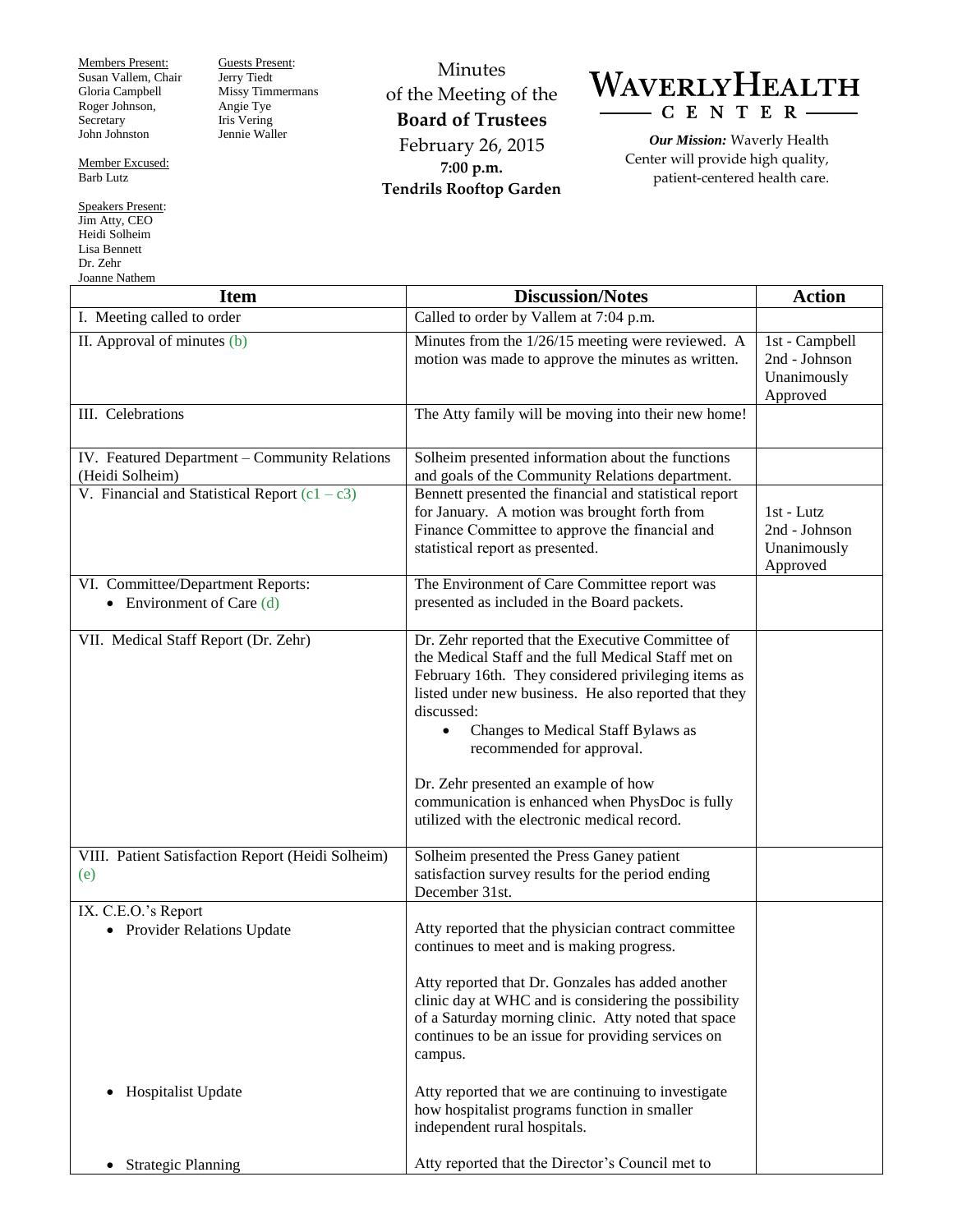Members Present:
Susan Vallem, Chair
Gloria Campbell
Roger Johnson, Secretary
John Johnston

Member Excused:
Barb Lutz

Speakers Present:
Jim Atty, CEO
Heidi Solheim
Lisa Bennett
Dr. Zehr
Joanne Nathem

Guests Present:
Jerry Tiedt
Missy Timmermans
Angie Tye
Iris Vering
Jennie Waller

Minutes
of the Meeting of the
**Board of Trustees**
February 26, 2015
**7:00 p.m.**
**Tendrils Rooftop Garden**

# WAVERLY HEALTH CENTER

***Our Mission:*** Waverly Health Center will provide high quality, patient-centered health care.

| Item | Discussion/Notes | Action |
|---|---|---|
| I. Meeting called to order | Called to order by Vallem at 7:04 p.m. | |
| II. Approval of minutes (b) | Minutes from the 1/26/15 meeting were reviewed. A motion was made to approve the minutes as written. | 1st - Campbell<br>2nd - Johnson<br>Unanimously Approved |
| III. Celebrations | The Atty family will be moving into their new home! | |
| IV. Featured Department – Community Relations (Heidi Solheim) | Solheim presented information about the functions and goals of the Community Relations department. | |
| V. Financial and Statistical Report (c1 – c3) | Bennett presented the financial and statistical report for January. A motion was brought forth from Finance Committee to approve the financial and statistical report as presented. | 1st - Lutz<br>2nd - Johnson<br>Unanimously Approved |
| VI. Committee/Department Reports:<br>• Environment of Care (d) | The Environment of Care Committee report was presented as included in the Board packets. | |
| VII. Medical Staff Report (Dr. Zehr) | Dr. Zehr reported that the Executive Committee of the Medical Staff and the full Medical Staff met on February 16th. They considered privileging items as listed under new business. He also reported that they discussed:<br>• Changes to Medical Staff Bylaws as recommended for approval.<br><br>Dr. Zehr presented an example of how communication is enhanced when PhysDoc is fully utilized with the electronic medical record. | |
| VIII. Patient Satisfaction Report (Heidi Solheim) (e) | Solheim presented the Press Ganey patient satisfaction survey results for the period ending December 31st. | |
| IX. C.E.O.'s Report<br>• Provider Relations Update | Atty reported that the physician contract committee continues to meet and is making progress.<br><br>Atty reported that Dr. Gonzales has added another clinic day at WHC and is considering the possibility of a Saturday morning clinic. Atty noted that space continues to be an issue for providing services on campus. | |
| • Hospitalist Update | Atty reported that we are continuing to investigate how hospitalist programs function in smaller independent rural hospitals. | |
| • Strategic Planning | Atty reported that the Director's Council met to | |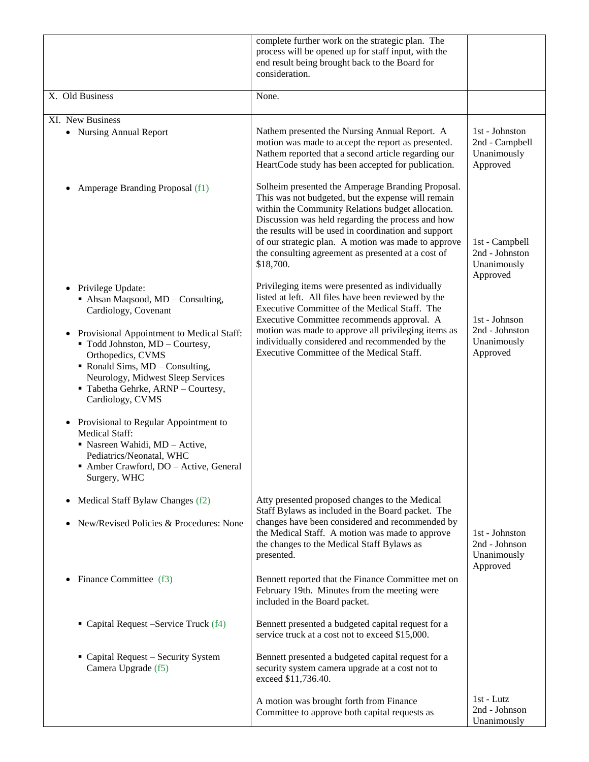| | | |
|---|---|---|
| | complete further work on the strategic plan. The process will be opened up for staff input, with the end result being brought back to the Board for consideration. | |
| X. Old Business | None. | |
| XI. New Business<br>• Nursing Annual Report | Nathem presented the Nursing Annual Report. A motion was made to accept the report as presented. Nathem reported that a second article regarding our HeartCode study has been accepted for publication. | 1st - Johnston<br>2nd - Campbell<br>Unanimously Approved |
| • Amperage Branding Proposal (f1) | Solheim presented the Amperage Branding Proposal. This was not budgeted, but the expense will remain within the Community Relations budget allocation. Discussion was held regarding the process and how the results will be used in coordination and support of our strategic plan. A motion was made to approve the consulting agreement as presented at a cost of $18,700. | 1st - Campbell<br>2nd - Johnston<br>Unanimously Approved |
| • Privilege Update:<br>▪ Ahsan Maqsood, MD – Consulting, Cardiology, Covenant<br><br>• Provisional Appointment to Medical Staff:<br>▪ Todd Johnston, MD – Courtesy, Orthopedics, CVMS<br>▪ Ronald Sims, MD – Consulting, Neurology, Midwest Sleep Services<br>▪ Tabetha Gehrke, ARNP – Courtesy, Cardiology, CVMS<br><br>• Provisional to Regular Appointment to Medical Staff:<br>▪ Nasreen Wahidi, MD – Active, Pediatrics/Neonatal, WHC<br>▪ Amber Crawford, DO – Active, General Surgery, WHC | Privileging items were presented as individually listed at left. All files have been reviewed by the Executive Committee of the Medical Staff. The Executive Committee recommends approval. A motion was made to approve all privileging items as individually considered and recommended by the Executive Committee of the Medical Staff. | 1st - Johnson<br>2nd - Johnston<br>Unanimously Approved |
| • Medical Staff Bylaw Changes (f2)<br><br>• New/Revised Policies & Procedures: None | Atty presented proposed changes to the Medical Staff Bylaws as included in the Board packet. The changes have been considered and recommended by the Medical Staff. A motion was made to approve the changes to the Medical Staff Bylaws as presented. | 1st - Johnston<br>2nd - Johnson<br>Unanimously Approved |
| • Finance Committee (f3) | Bennett reported that the Finance Committee met on February 19th. Minutes from the meeting were included in the Board packet. | |
| ▪ Capital Request –Service Truck (f4) | Bennett presented a budgeted capital request for a service truck at a cost not to exceed $15,000. | |
| ▪ Capital Request – Security System Camera Upgrade (f5) | Bennett presented a budgeted capital request for a security system camera upgrade at a cost not to exceed $11,736.40. | |
| | A motion was brought forth from Finance Committee to approve both capital requests as | 1st - Lutz<br>2nd - Johnson<br>Unanimously |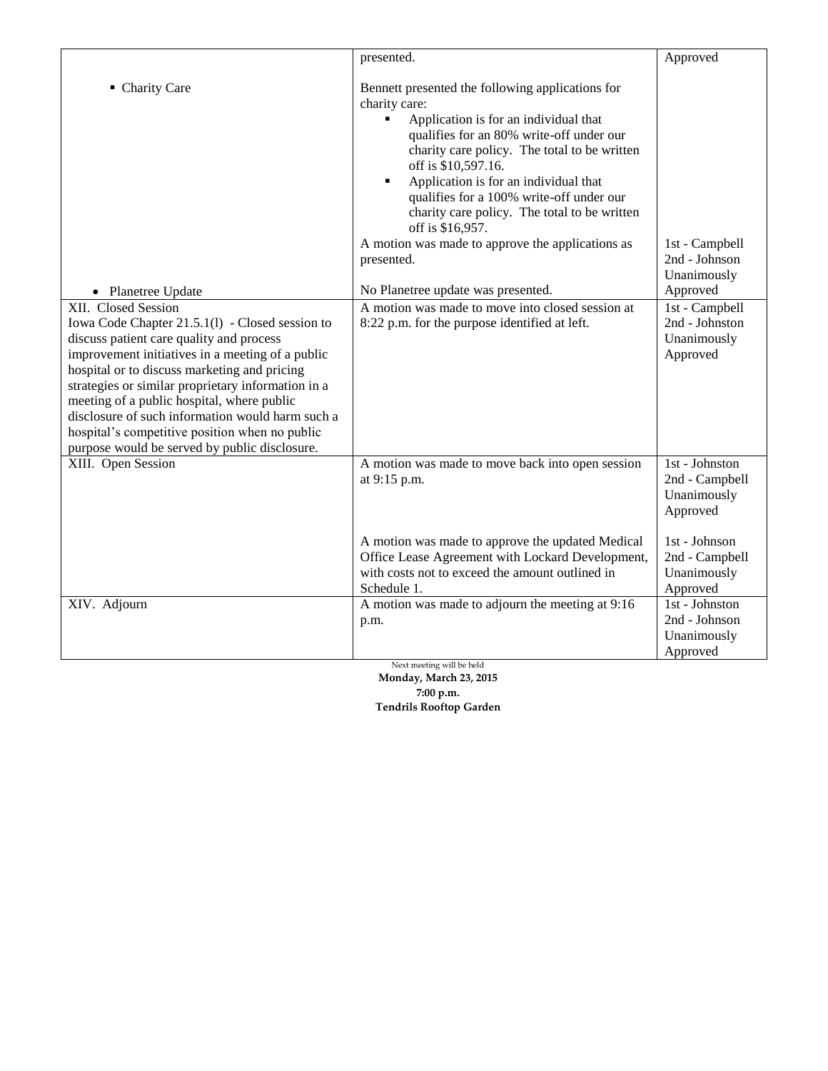| | | |
|---|---|---|
| | presented. | Approved |
| ▪ Charity Care | Bennett presented the following applications for charity care:<br>▪ Application is for an individual that qualifies for an 80% write-off under our charity care policy. The total to be written off is $10,597.16.<br>▪ Application is for an individual that qualifies for a 100% write-off under our charity care policy. The total to be written off is $16,957.<br>A motion was made to approve the applications as presented. | 1st - Campbell<br>2nd - Johnson<br>Unanimously Approved |
| • Planetree Update | No Planetree update was presented. | |
| XII. Closed Session<br>Iowa Code Chapter 21.5.1(l) - Closed session to discuss patient care quality and process improvement initiatives in a meeting of a public hospital or to discuss marketing and pricing strategies or similar proprietary information in a meeting of a public hospital, where public disclosure of such information would harm such a hospital's competitive position when no public purpose would be served by public disclosure. | A motion was made to move into closed session at 8:22 p.m. for the purpose identified at left. | 1st - Campbell<br>2nd - Johnston<br>Unanimously Approved |
| XIII. Open Session | A motion was made to move back into open session at 9:15 p.m.<br><br>A motion was made to approve the updated Medical Office Lease Agreement with Lockard Development, with costs not to exceed the amount outlined in Schedule 1. | 1st - Johnston<br>2nd - Campbell<br>Unanimously Approved<br><br>1st - Johnson<br>2nd - Campbell<br>Unanimously Approved |
| XIV. Adjourn | A motion was made to adjourn the meeting at 9:16 p.m. | 1st - Johnston<br>2nd - Johnson<br>Unanimously Approved |

Next meeting will be held
**Monday, March 23, 2015**
**7:00 p.m.**
**Tendrils Rooftop Garden**